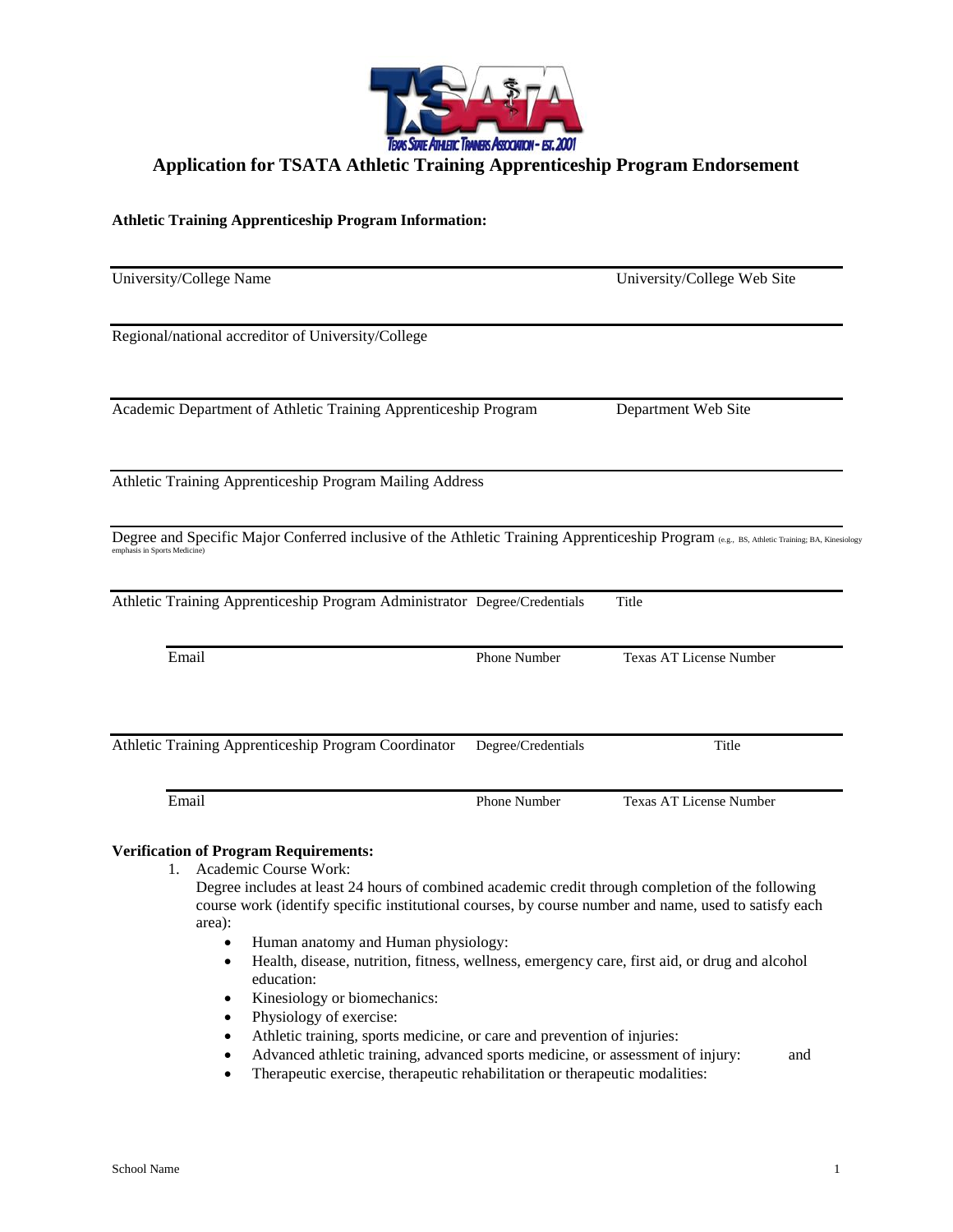# Application for TSATA Athletic Training Apprenticeship Program Endorsement

**Athletic Training Apprenticeship Program Information:**

University/College Name &nbsp;&nbsp;&nbsp;&nbsp; University/College Web Site

Regional/national accreditor of University/College

Academic Department of Athletic Training Apprenticeship Program &nbsp;&nbsp;&nbsp;&nbsp; Department Web Site

Athletic Training Apprenticeship Program Mailing Address

Degree and Specific Major Conferred inclusive of the Athletic Training Apprenticeship Program (e.g., BS, Athletic Training; BA, Kinesiology emphasis in Sports Medicine)

Athletic Training Apprenticeship Program Administrator &nbsp;&nbsp;&nbsp;&nbsp; Degree/Credentials &nbsp;&nbsp;&nbsp;&nbsp; Title

Email &nbsp;&nbsp;&nbsp;&nbsp; Phone Number &nbsp;&nbsp;&nbsp;&nbsp; Texas AT License Number

Athletic Training Apprenticeship Program Coordinator &nbsp;&nbsp;&nbsp;&nbsp; Degree/Credentials &nbsp;&nbsp;&nbsp;&nbsp; Title

Email &nbsp;&nbsp;&nbsp;&nbsp; Phone Number &nbsp;&nbsp;&nbsp;&nbsp; Texas AT License Number

**Verification of Program Requirements:**

1. Academic Course Work:
   Degree includes at least 24 hours of combined academic credit through completion of the following course work (identify specific institutional courses, by course number and name, used to satisfy each area):
   - Human anatomy and Human physiology:
   - Health, disease, nutrition, fitness, wellness, emergency care, first aid, or drug and alcohol education:
   - Kinesiology or biomechanics:
   - Physiology of exercise:
   - Athletic training, sports medicine, or care and prevention of injuries:
   - Advanced athletic training, advanced sports medicine, or assessment of injury: and
   - Therapeutic exercise, therapeutic rehabilitation or therapeutic modalities: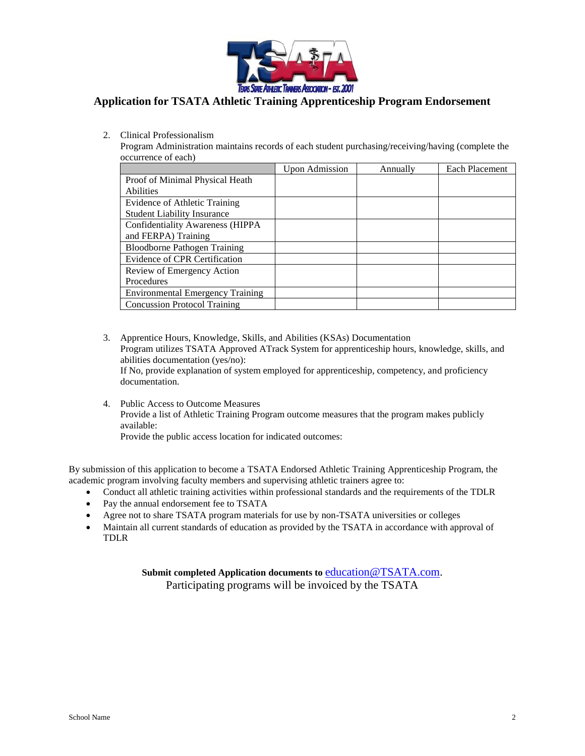## Application for TSATA Athletic Training Apprenticeship Program Endorsement

2. Clinical Professionalism
   Program Administration maintains records of each student purchasing/receiving/having (complete the occurrence of each)

| | Upon Admission | Annually | Each Placement |
|---|---|---|---|
| Proof of Minimal Physical Heath Abilities | | | |
| Evidence of Athletic Training Student Liability Insurance | | | |
| Confidentiality Awareness (HIPPA and FERPA) Training | | | |
| Bloodborne Pathogen Training | | | |
| Evidence of CPR Certification | | | |
| Review of Emergency Action Procedures | | | |
| Environmental Emergency Training | | | |
| Concussion Protocol Training | | | |

3. Apprentice Hours, Knowledge, Skills, and Abilities (KSAs) Documentation
   Program utilizes TSATA Approved ATrack System for apprenticeship hours, knowledge, skills, and abilities documentation (yes/no):
   If No, provide explanation of system employed for apprenticeship, competency, and proficiency documentation.

4. Public Access to Outcome Measures
   Provide a list of Athletic Training Program outcome measures that the program makes publicly available:
   Provide the public access location for indicated outcomes:

By submission of this application to become a TSATA Endorsed Athletic Training Apprenticeship Program, the academic program involving faculty members and supervising athletic trainers agree to:

- Conduct all athletic training activities within professional standards and the requirements of the TDLR
- Pay the annual endorsement fee to TSATA
- Agree not to share TSATA program materials for use by non-TSATA universities or colleges
- Maintain all current standards of education as provided by the TSATA in accordance with approval of TDLR

**Submit completed Application documents to** education@TSATA.com.

Participating programs will be invoiced by the TSATA